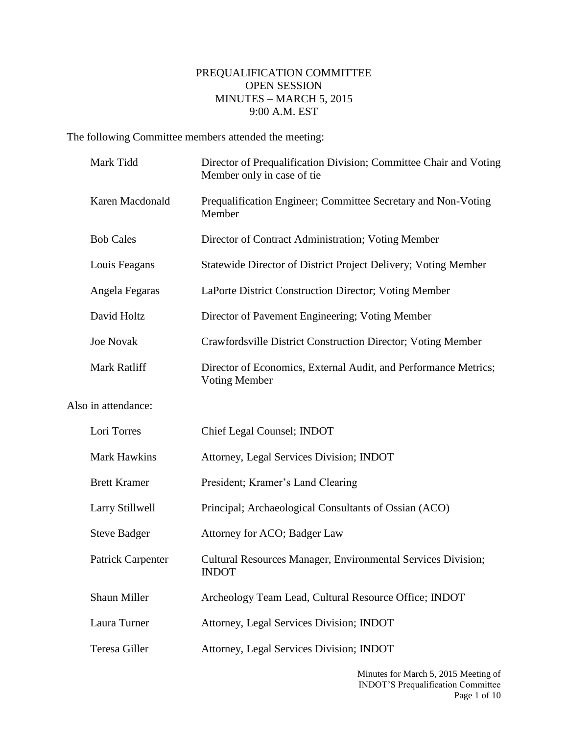# PREQUALIFICATION COMMITTEE
## OPEN SESSION
## MINUTES – MARCH 5, 2015
## 9:00 A.M. EST

The following Committee members attended the meeting:

| | |
|---|---|
| Mark Tidd | Director of Prequalification Division; Committee Chair and Voting Member only in case of tie |
| Karen Macdonald | Prequalification Engineer; Committee Secretary and Non-Voting Member |
| Bob Cales | Director of Contract Administration; Voting Member |
| Louis Feagans | Statewide Director of District Project Delivery; Voting Member |
| Angela Fegaras | LaPorte District Construction Director; Voting Member |
| David Holtz | Director of Pavement Engineering; Voting Member |
| Joe Novak | Crawfordsville District Construction Director; Voting Member |
| Mark Ratliff | Director of Economics, External Audit, and Performance Metrics; Voting Member |

Also in attendance:

| | |
|---|---|
| Lori Torres | Chief Legal Counsel; INDOT |
| Mark Hawkins | Attorney, Legal Services Division; INDOT |
| Brett Kramer | President; Kramer's Land Clearing |
| Larry Stillwell | Principal; Archaeological Consultants of Ossian (ACO) |
| Steve Badger | Attorney for ACO; Badger Law |
| Patrick Carpenter | Cultural Resources Manager, Environmental Services Division; INDOT |
| Shaun Miller | Archeology Team Lead, Cultural Resource Office; INDOT |
| Laura Turner | Attorney, Legal Services Division; INDOT |
| Teresa Giller | Attorney, Legal Services Division; INDOT |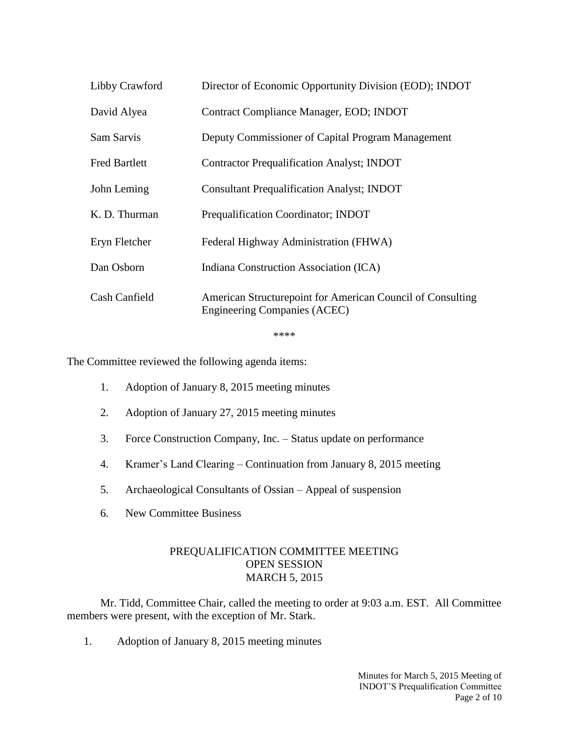| | |
|---|---|
| Libby Crawford | Director of Economic Opportunity Division (EOD); INDOT |
| David Alyea | Contract Compliance Manager, EOD; INDOT |
| Sam Sarvis | Deputy Commissioner of Capital Program Management |
| Fred Bartlett | Contractor Prequalification Analyst; INDOT |
| John Leming | Consultant Prequalification Analyst; INDOT |
| K. D. Thurman | Prequalification Coordinator; INDOT |
| Eryn Fletcher | Federal Highway Administration (FHWA) |
| Dan Osborn | Indiana Construction Association (ICA) |
| Cash Canfield | American Structurepoint for American Council of Consulting Engineering Companies (ACEC) |

\*\*\*\*

The Committee reviewed the following agenda items:

1. Adoption of January 8, 2015 meeting minutes
2. Adoption of January 27, 2015 meeting minutes
3. Force Construction Company, Inc. – Status update on performance
4. Kramer's Land Clearing – Continuation from January 8, 2015 meeting
5. Archaeological Consultants of Ossian – Appeal of suspension
6. New Committee Business

PREQUALIFICATION COMMITTEE MEETING
OPEN SESSION
MARCH 5, 2015

Mr. Tidd, Committee Chair, called the meeting to order at 9:03 a.m. EST. All Committee members were present, with the exception of Mr. Stark.

1. Adoption of January 8, 2015 meeting minutes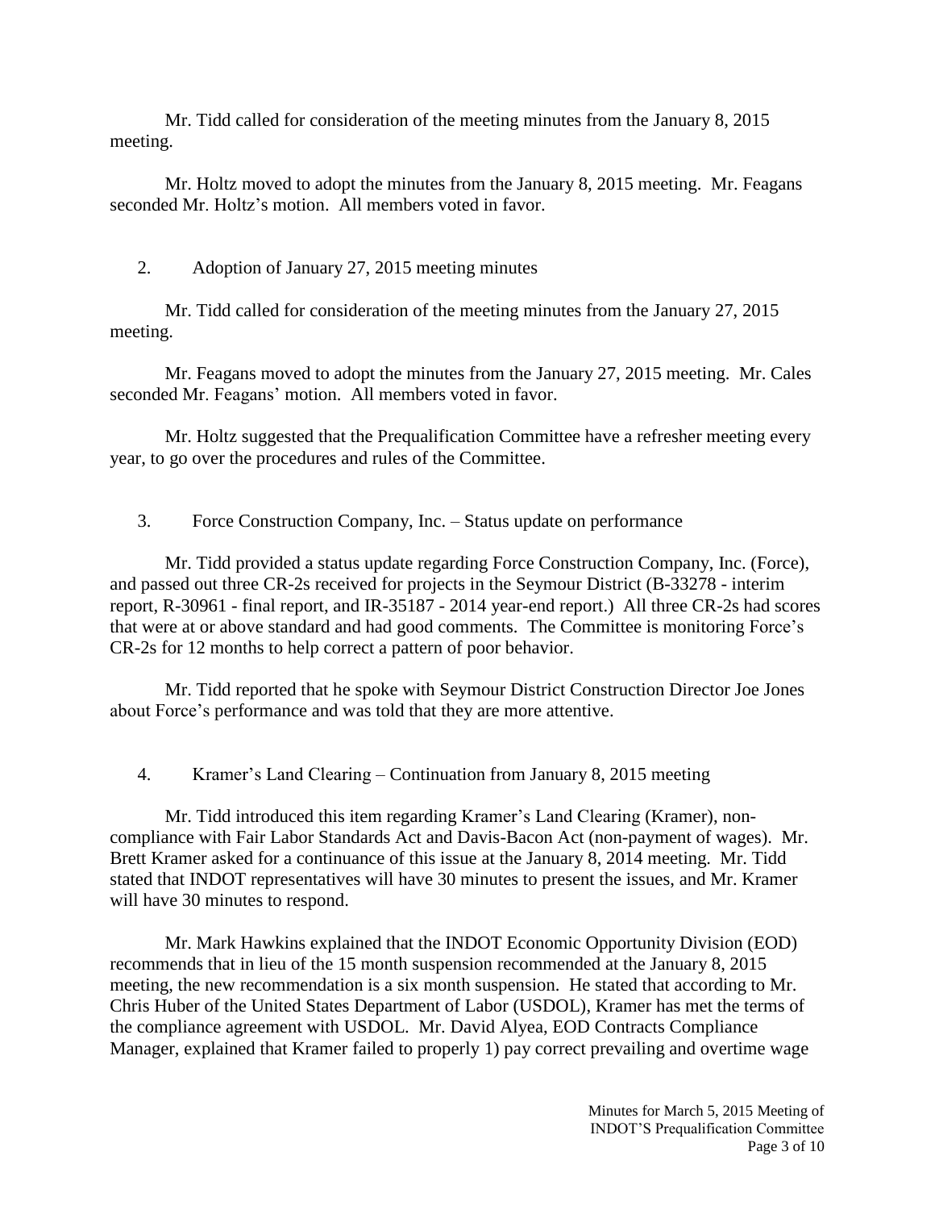Mr. Tidd called for consideration of the meeting minutes from the January 8, 2015 meeting.

Mr. Holtz moved to adopt the minutes from the January 8, 2015 meeting. Mr. Feagans seconded Mr. Holtz's motion. All members voted in favor.

2. Adoption of January 27, 2015 meeting minutes

Mr. Tidd called for consideration of the meeting minutes from the January 27, 2015 meeting.

Mr. Feagans moved to adopt the minutes from the January 27, 2015 meeting. Mr. Cales seconded Mr. Feagans' motion. All members voted in favor.

Mr. Holtz suggested that the Prequalification Committee have a refresher meeting every year, to go over the procedures and rules of the Committee.

3. Force Construction Company, Inc. – Status update on performance

Mr. Tidd provided a status update regarding Force Construction Company, Inc. (Force), and passed out three CR-2s received for projects in the Seymour District (B-33278 - interim report, R-30961 - final report, and IR-35187 - 2014 year-end report.) All three CR-2s had scores that were at or above standard and had good comments. The Committee is monitoring Force's CR-2s for 12 months to help correct a pattern of poor behavior.

Mr. Tidd reported that he spoke with Seymour District Construction Director Joe Jones about Force's performance and was told that they are more attentive.

4. Kramer's Land Clearing – Continuation from January 8, 2015 meeting

Mr. Tidd introduced this item regarding Kramer's Land Clearing (Kramer), non-compliance with Fair Labor Standards Act and Davis-Bacon Act (non-payment of wages). Mr. Brett Kramer asked for a continuance of this issue at the January 8, 2014 meeting. Mr. Tidd stated that INDOT representatives will have 30 minutes to present the issues, and Mr. Kramer will have 30 minutes to respond.

Mr. Mark Hawkins explained that the INDOT Economic Opportunity Division (EOD) recommends that in lieu of the 15 month suspension recommended at the January 8, 2015 meeting, the new recommendation is a six month suspension. He stated that according to Mr. Chris Huber of the United States Department of Labor (USDOL), Kramer has met the terms of the compliance agreement with USDOL. Mr. David Alyea, EOD Contracts Compliance Manager, explained that Kramer failed to properly 1) pay correct prevailing and overtime wage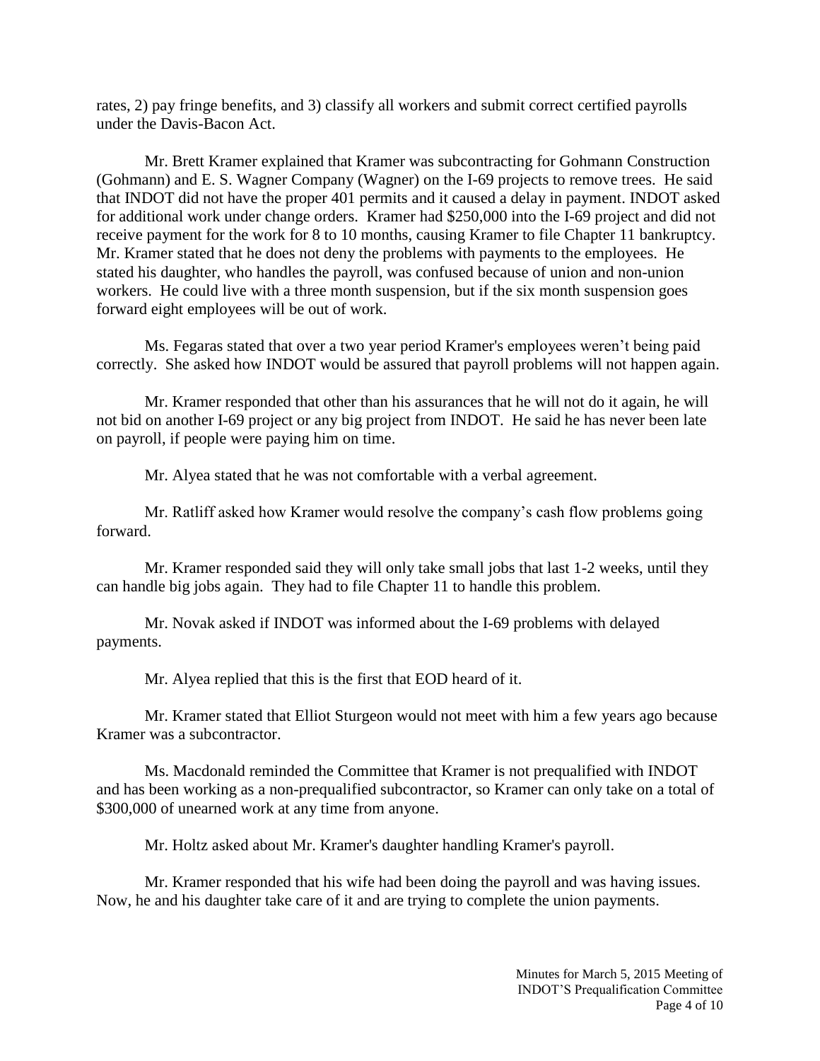rates, 2) pay fringe benefits, and 3) classify all workers and submit correct certified payrolls under the Davis-Bacon Act.

Mr. Brett Kramer explained that Kramer was subcontracting for Gohmann Construction (Gohmann) and E. S. Wagner Company (Wagner) on the I-69 projects to remove trees. He said that INDOT did not have the proper 401 permits and it caused a delay in payment. INDOT asked for additional work under change orders. Kramer had $250,000 into the I-69 project and did not receive payment for the work for 8 to 10 months, causing Kramer to file Chapter 11 bankruptcy. Mr. Kramer stated that he does not deny the problems with payments to the employees. He stated his daughter, who handles the payroll, was confused because of union and non-union workers. He could live with a three month suspension, but if the six month suspension goes forward eight employees will be out of work.

Ms. Fegaras stated that over a two year period Kramer's employees weren't being paid correctly. She asked how INDOT would be assured that payroll problems will not happen again.

Mr. Kramer responded that other than his assurances that he will not do it again, he will not bid on another I-69 project or any big project from INDOT. He said he has never been late on payroll, if people were paying him on time.

Mr. Alyea stated that he was not comfortable with a verbal agreement.

Mr. Ratliff asked how Kramer would resolve the company's cash flow problems going forward.

Mr. Kramer responded said they will only take small jobs that last 1-2 weeks, until they can handle big jobs again. They had to file Chapter 11 to handle this problem.

Mr. Novak asked if INDOT was informed about the I-69 problems with delayed payments.

Mr. Alyea replied that this is the first that EOD heard of it.

Mr. Kramer stated that Elliot Sturgeon would not meet with him a few years ago because Kramer was a subcontractor.

Ms. Macdonald reminded the Committee that Kramer is not prequalified with INDOT and has been working as a non-prequalified subcontractor, so Kramer can only take on a total of $300,000 of unearned work at any time from anyone.

Mr. Holtz asked about Mr. Kramer's daughter handling Kramer's payroll.

Mr. Kramer responded that his wife had been doing the payroll and was having issues. Now, he and his daughter take care of it and are trying to complete the union payments.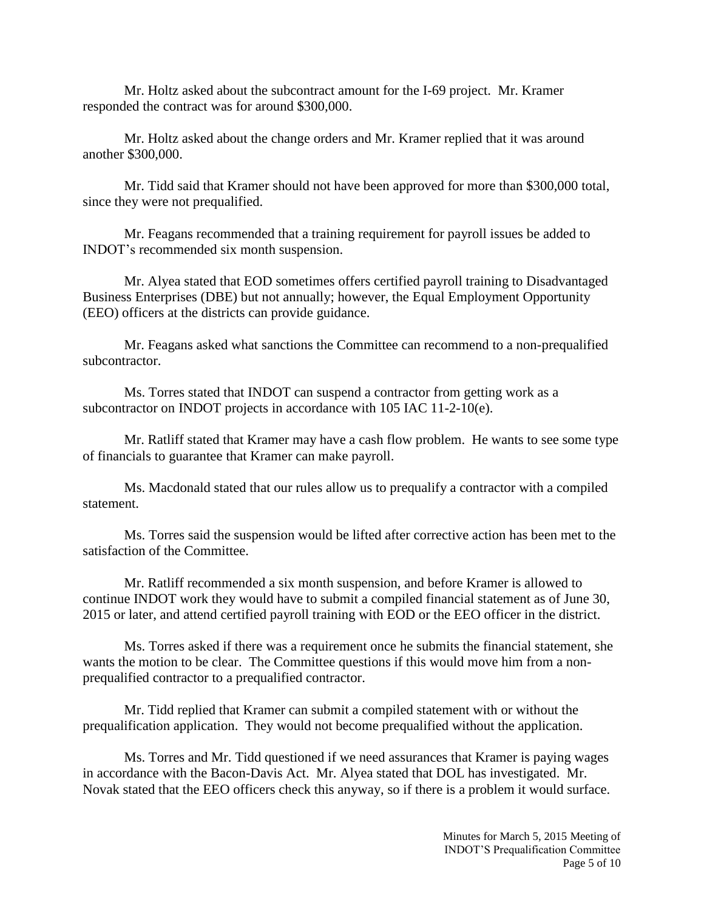Mr. Holtz asked about the subcontract amount for the I-69 project. Mr. Kramer responded the contract was for around $300,000.

Mr. Holtz asked about the change orders and Mr. Kramer replied that it was around another $300,000.

Mr. Tidd said that Kramer should not have been approved for more than $300,000 total, since they were not prequalified.

Mr. Feagans recommended that a training requirement for payroll issues be added to INDOT's recommended six month suspension.

Mr. Alyea stated that EOD sometimes offers certified payroll training to Disadvantaged Business Enterprises (DBE) but not annually; however, the Equal Employment Opportunity (EEO) officers at the districts can provide guidance.

Mr. Feagans asked what sanctions the Committee can recommend to a non-prequalified subcontractor.

Ms. Torres stated that INDOT can suspend a contractor from getting work as a subcontractor on INDOT projects in accordance with 105 IAC 11-2-10(e).

Mr. Ratliff stated that Kramer may have a cash flow problem. He wants to see some type of financials to guarantee that Kramer can make payroll.

Ms. Macdonald stated that our rules allow us to prequalify a contractor with a compiled statement.

Ms. Torres said the suspension would be lifted after corrective action has been met to the satisfaction of the Committee.

Mr. Ratliff recommended a six month suspension, and before Kramer is allowed to continue INDOT work they would have to submit a compiled financial statement as of June 30, 2015 or later, and attend certified payroll training with EOD or the EEO officer in the district.

Ms. Torres asked if there was a requirement once he submits the financial statement, she wants the motion to be clear. The Committee questions if this would move him from a non-prequalified contractor to a prequalified contractor.

Mr. Tidd replied that Kramer can submit a compiled statement with or without the prequalification application. They would not become prequalified without the application.

Ms. Torres and Mr. Tidd questioned if we need assurances that Kramer is paying wages in accordance with the Bacon-Davis Act. Mr. Alyea stated that DOL has investigated. Mr. Novak stated that the EEO officers check this anyway, so if there is a problem it would surface.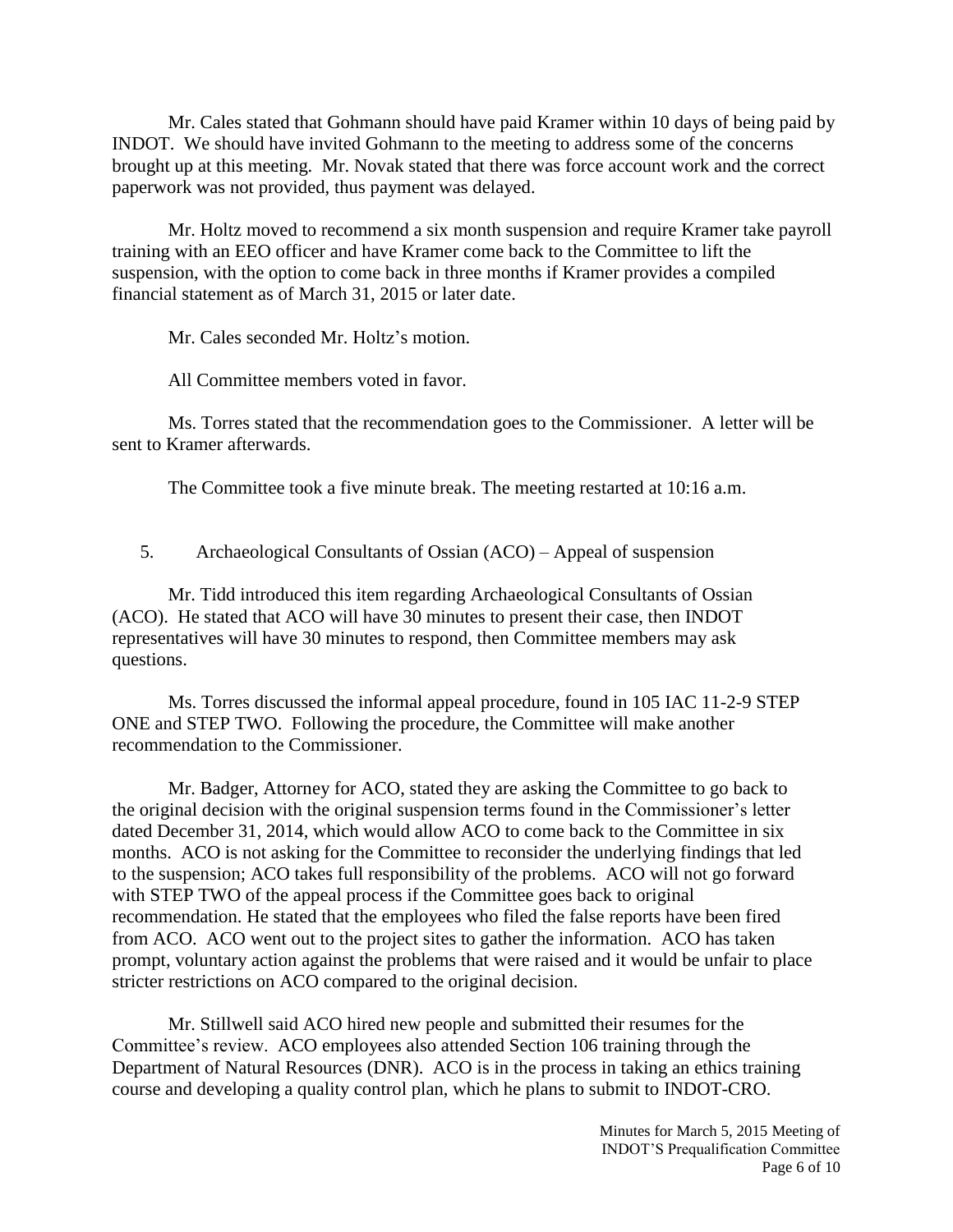Mr. Cales stated that Gohmann should have paid Kramer within 10 days of being paid by INDOT. We should have invited Gohmann to the meeting to address some of the concerns brought up at this meeting. Mr. Novak stated that there was force account work and the correct paperwork was not provided, thus payment was delayed.

Mr. Holtz moved to recommend a six month suspension and require Kramer take payroll training with an EEO officer and have Kramer come back to the Committee to lift the suspension, with the option to come back in three months if Kramer provides a compiled financial statement as of March 31, 2015 or later date.

Mr. Cales seconded Mr. Holtz's motion.

All Committee members voted in favor.

Ms. Torres stated that the recommendation goes to the Commissioner. A letter will be sent to Kramer afterwards.

The Committee took a five minute break. The meeting restarted at 10:16 a.m.

5. Archaeological Consultants of Ossian (ACO) – Appeal of suspension

Mr. Tidd introduced this item regarding Archaeological Consultants of Ossian (ACO). He stated that ACO will have 30 minutes to present their case, then INDOT representatives will have 30 minutes to respond, then Committee members may ask questions.

Ms. Torres discussed the informal appeal procedure, found in 105 IAC 11-2-9 STEP ONE and STEP TWO. Following the procedure, the Committee will make another recommendation to the Commissioner.

Mr. Badger, Attorney for ACO, stated they are asking the Committee to go back to the original decision with the original suspension terms found in the Commissioner's letter dated December 31, 2014, which would allow ACO to come back to the Committee in six months. ACO is not asking for the Committee to reconsider the underlying findings that led to the suspension; ACO takes full responsibility of the problems. ACO will not go forward with STEP TWO of the appeal process if the Committee goes back to original recommendation. He stated that the employees who filed the false reports have been fired from ACO. ACO went out to the project sites to gather the information. ACO has taken prompt, voluntary action against the problems that were raised and it would be unfair to place stricter restrictions on ACO compared to the original decision.

Mr. Stillwell said ACO hired new people and submitted their resumes for the Committee's review. ACO employees also attended Section 106 training through the Department of Natural Resources (DNR). ACO is in the process in taking an ethics training course and developing a quality control plan, which he plans to submit to INDOT-CRO.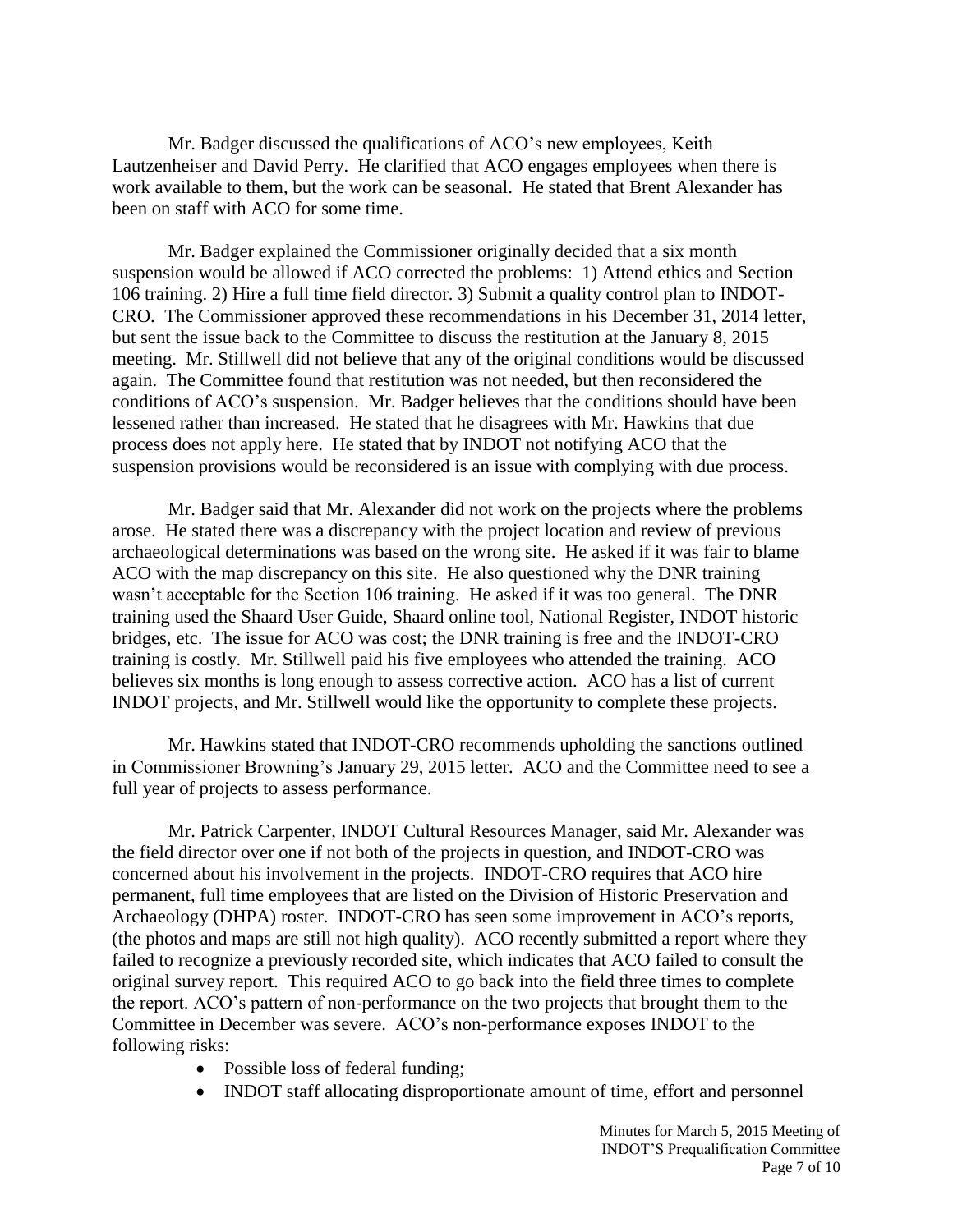Mr. Badger discussed the qualifications of ACO's new employees, Keith Lautzenheiser and David Perry. He clarified that ACO engages employees when there is work available to them, but the work can be seasonal. He stated that Brent Alexander has been on staff with ACO for some time.

Mr. Badger explained the Commissioner originally decided that a six month suspension would be allowed if ACO corrected the problems: 1) Attend ethics and Section 106 training. 2) Hire a full time field director. 3) Submit a quality control plan to INDOT-CRO. The Commissioner approved these recommendations in his December 31, 2014 letter, but sent the issue back to the Committee to discuss the restitution at the January 8, 2015 meeting. Mr. Stillwell did not believe that any of the original conditions would be discussed again. The Committee found that restitution was not needed, but then reconsidered the conditions of ACO's suspension. Mr. Badger believes that the conditions should have been lessened rather than increased. He stated that he disagrees with Mr. Hawkins that due process does not apply here. He stated that by INDOT not notifying ACO that the suspension provisions would be reconsidered is an issue with complying with due process.

Mr. Badger said that Mr. Alexander did not work on the projects where the problems arose. He stated there was a discrepancy with the project location and review of previous archaeological determinations was based on the wrong site. He asked if it was fair to blame ACO with the map discrepancy on this site. He also questioned why the DNR training wasn't acceptable for the Section 106 training. He asked if it was too general. The DNR training used the Shaard User Guide, Shaard online tool, National Register, INDOT historic bridges, etc. The issue for ACO was cost; the DNR training is free and the INDOT-CRO training is costly. Mr. Stillwell paid his five employees who attended the training. ACO believes six months is long enough to assess corrective action. ACO has a list of current INDOT projects, and Mr. Stillwell would like the opportunity to complete these projects.

Mr. Hawkins stated that INDOT-CRO recommends upholding the sanctions outlined in Commissioner Browning's January 29, 2015 letter. ACO and the Committee need to see a full year of projects to assess performance.

Mr. Patrick Carpenter, INDOT Cultural Resources Manager, said Mr. Alexander was the field director over one if not both of the projects in question, and INDOT-CRO was concerned about his involvement in the projects. INDOT-CRO requires that ACO hire permanent, full time employees that are listed on the Division of Historic Preservation and Archaeology (DHPA) roster. INDOT-CRO has seen some improvement in ACO's reports, (the photos and maps are still not high quality). ACO recently submitted a report where they failed to recognize a previously recorded site, which indicates that ACO failed to consult the original survey report. This required ACO to go back into the field three times to complete the report. ACO's pattern of non-performance on the two projects that brought them to the Committee in December was severe. ACO's non-performance exposes INDOT to the following risks:

- Possible loss of federal funding;
- INDOT staff allocating disproportionate amount of time, effort and personnel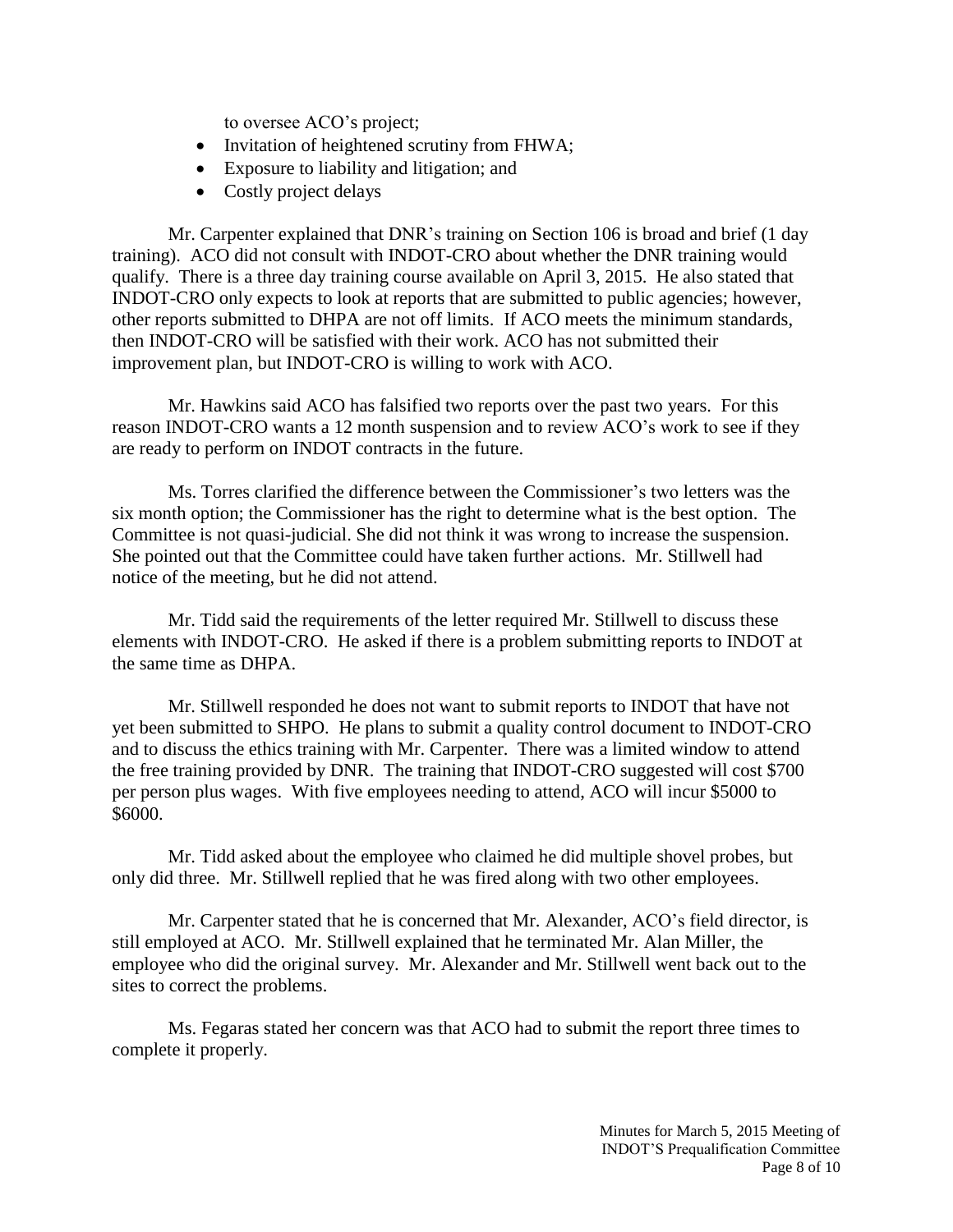to oversee ACO's project;

- Invitation of heightened scrutiny from FHWA;
- Exposure to liability and litigation; and
- Costly project delays

Mr. Carpenter explained that DNR's training on Section 106 is broad and brief (1 day training). ACO did not consult with INDOT-CRO about whether the DNR training would qualify. There is a three day training course available on April 3, 2015. He also stated that INDOT-CRO only expects to look at reports that are submitted to public agencies; however, other reports submitted to DHPA are not off limits. If ACO meets the minimum standards, then INDOT-CRO will be satisfied with their work. ACO has not submitted their improvement plan, but INDOT-CRO is willing to work with ACO.

Mr. Hawkins said ACO has falsified two reports over the past two years. For this reason INDOT-CRO wants a 12 month suspension and to review ACO's work to see if they are ready to perform on INDOT contracts in the future.

Ms. Torres clarified the difference between the Commissioner's two letters was the six month option; the Commissioner has the right to determine what is the best option. The Committee is not quasi-judicial. She did not think it was wrong to increase the suspension. She pointed out that the Committee could have taken further actions. Mr. Stillwell had notice of the meeting, but he did not attend.

Mr. Tidd said the requirements of the letter required Mr. Stillwell to discuss these elements with INDOT-CRO. He asked if there is a problem submitting reports to INDOT at the same time as DHPA.

Mr. Stillwell responded he does not want to submit reports to INDOT that have not yet been submitted to SHPO. He plans to submit a quality control document to INDOT-CRO and to discuss the ethics training with Mr. Carpenter. There was a limited window to attend the free training provided by DNR. The training that INDOT-CRO suggested will cost $700 per person plus wages. With five employees needing to attend, ACO will incur $5000 to $6000.

Mr. Tidd asked about the employee who claimed he did multiple shovel probes, but only did three. Mr. Stillwell replied that he was fired along with two other employees.

Mr. Carpenter stated that he is concerned that Mr. Alexander, ACO's field director, is still employed at ACO. Mr. Stillwell explained that he terminated Mr. Alan Miller, the employee who did the original survey. Mr. Alexander and Mr. Stillwell went back out to the sites to correct the problems.

Ms. Fegaras stated her concern was that ACO had to submit the report three times to complete it properly.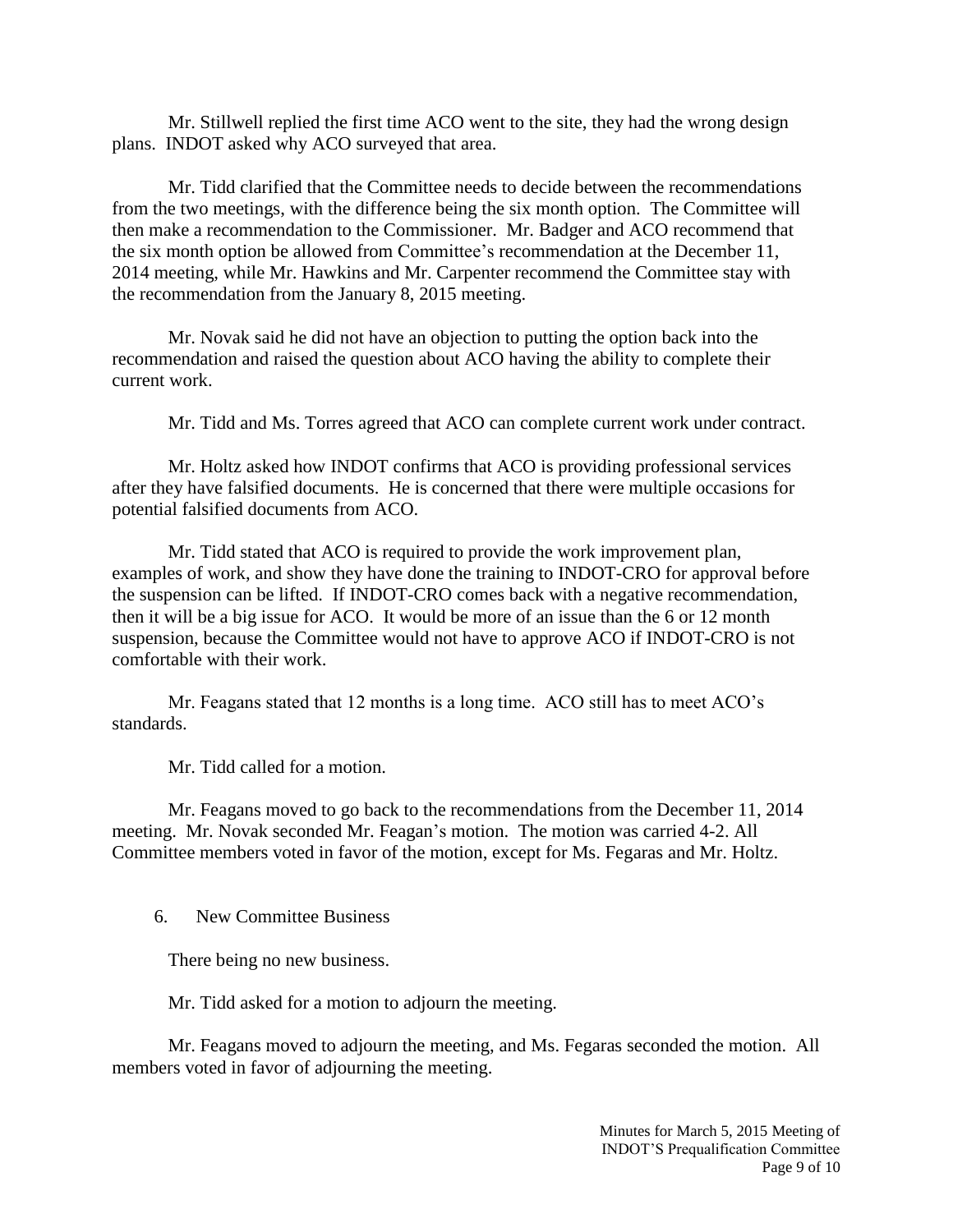Mr. Stillwell replied the first time ACO went to the site, they had the wrong design plans. INDOT asked why ACO surveyed that area.

Mr. Tidd clarified that the Committee needs to decide between the recommendations from the two meetings, with the difference being the six month option. The Committee will then make a recommendation to the Commissioner. Mr. Badger and ACO recommend that the six month option be allowed from Committee's recommendation at the December 11, 2014 meeting, while Mr. Hawkins and Mr. Carpenter recommend the Committee stay with the recommendation from the January 8, 2015 meeting.

Mr. Novak said he did not have an objection to putting the option back into the recommendation and raised the question about ACO having the ability to complete their current work.

Mr. Tidd and Ms. Torres agreed that ACO can complete current work under contract.

Mr. Holtz asked how INDOT confirms that ACO is providing professional services after they have falsified documents. He is concerned that there were multiple occasions for potential falsified documents from ACO.

Mr. Tidd stated that ACO is required to provide the work improvement plan, examples of work, and show they have done the training to INDOT-CRO for approval before the suspension can be lifted. If INDOT-CRO comes back with a negative recommendation, then it will be a big issue for ACO. It would be more of an issue than the 6 or 12 month suspension, because the Committee would not have to approve ACO if INDOT-CRO is not comfortable with their work.

Mr. Feagans stated that 12 months is a long time. ACO still has to meet ACO's standards.

Mr. Tidd called for a motion.

Mr. Feagans moved to go back to the recommendations from the December 11, 2014 meeting. Mr. Novak seconded Mr. Feagan's motion. The motion was carried 4-2. All Committee members voted in favor of the motion, except for Ms. Fegaras and Mr. Holtz.

6. New Committee Business

There being no new business.

Mr. Tidd asked for a motion to adjourn the meeting.

Mr. Feagans moved to adjourn the meeting, and Ms. Fegaras seconded the motion. All members voted in favor of adjourning the meeting.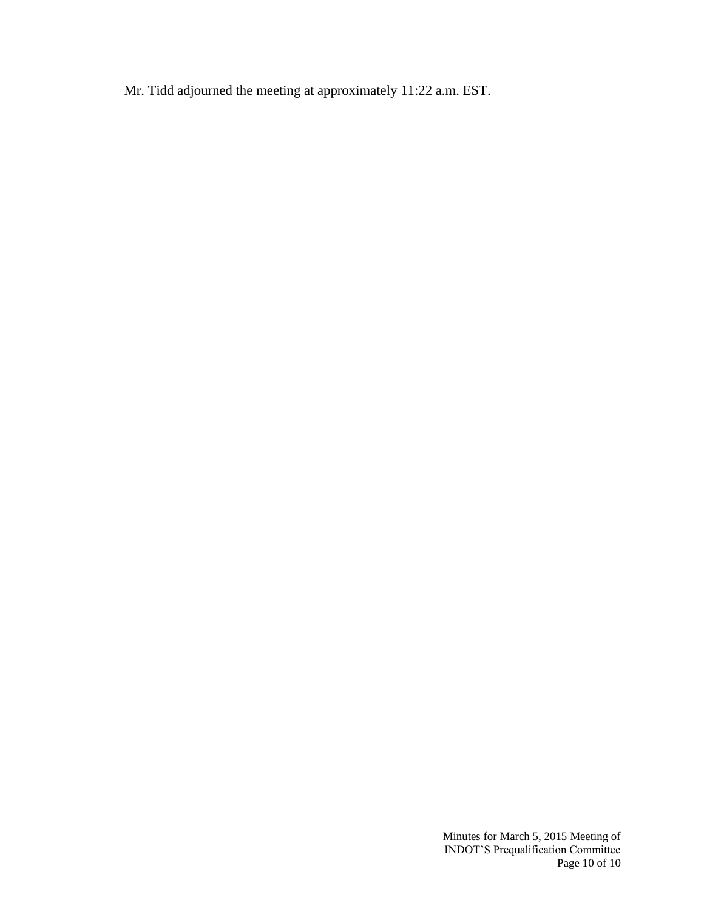Mr. Tidd adjourned the meeting at approximately 11:22 a.m. EST.